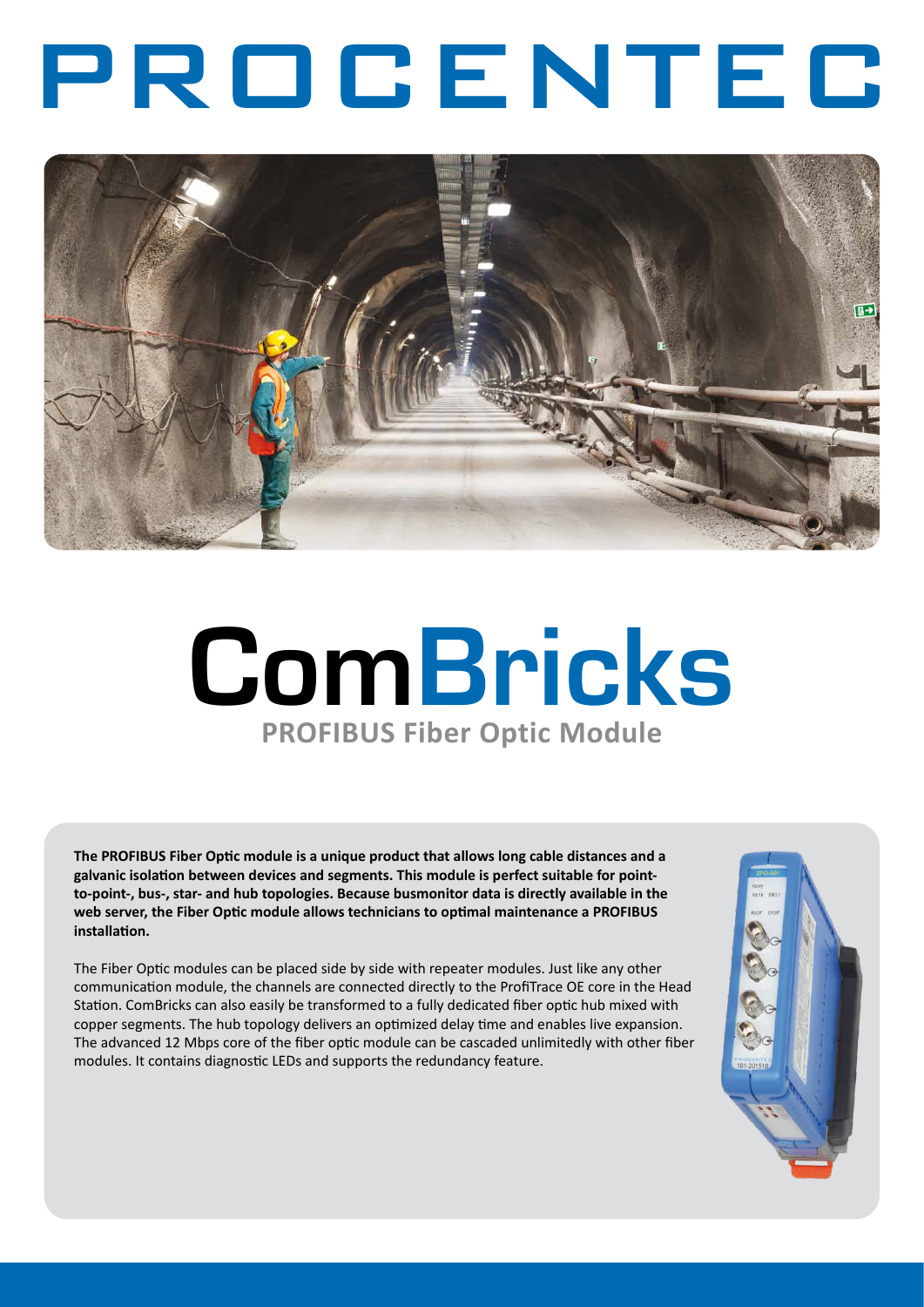# PROCENTEC

# ComBricks

## PROFIBUS Fiber Optic Module

**The PROFIBUS Fiber Optic module is a unique product that allows long cable distances and a galvanic isolation between devices and segments. This module is perfect suitable for point-to-point-, bus-, star- and hub topologies. Because busmonitor data is directly available in the web server, the Fiber Optic module allows technicians to optimal maintenance a PROFIBUS installation.**

The Fiber Optic modules can be placed side by side with repeater modules. Just like any other communication module, the channels are connected directly to the ProfiTrace OE core in the Head Station. ComBricks can also easily be transformed to a fully dedicated fiber optic hub mixed with copper segments. The hub topology delivers an optimized delay time and enables live expansion. The advanced 12 Mbps core of the fiber optic module can be cascaded unlimitedly with other fiber modules. It contains diagnostic LEDs and supports the redundancy feature.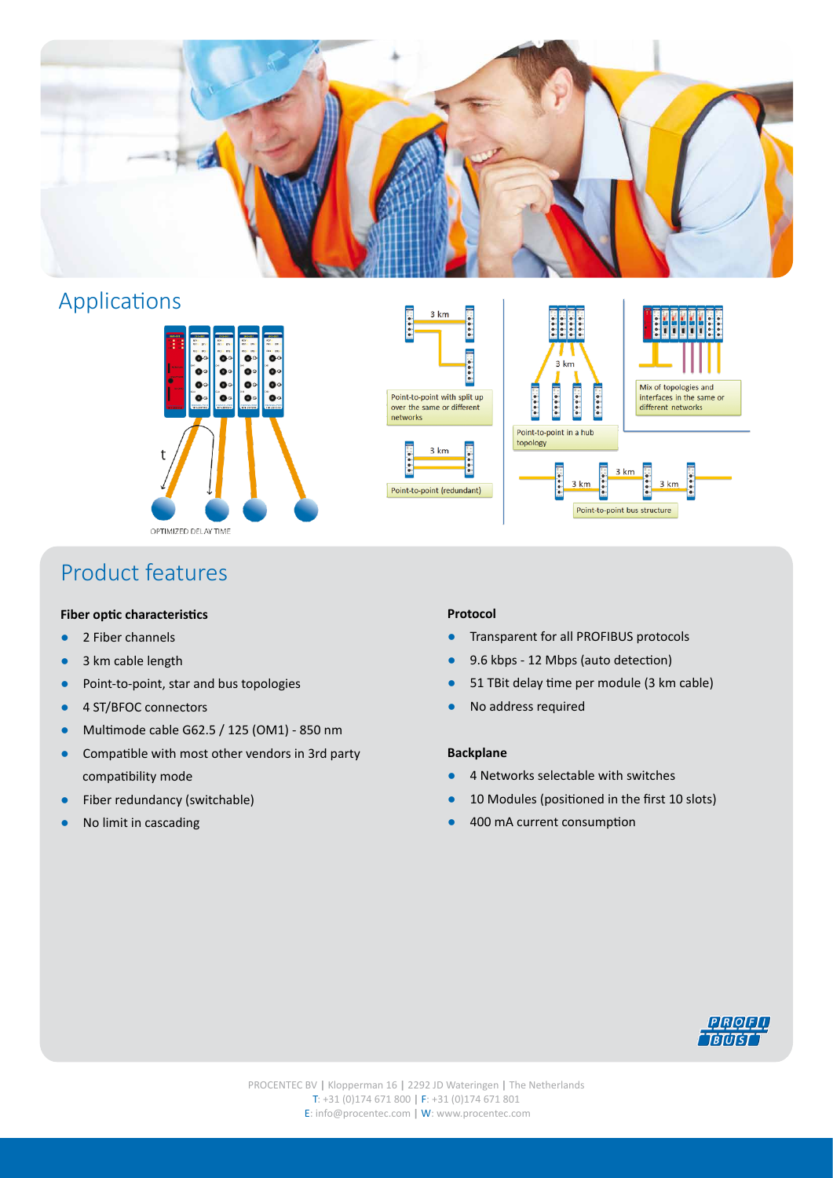## Applications

t

OPTIMIZED DELAY TIME

3 km

Point-to-point with split up over the same or different networks

3 km

Point-to-point (redundant)

3 km

Point-to-point in a hub topology

Mix of topologies and interfaces in the same or different networks

3 km 3 km 3 km

Point-to-point bus structure

## Product features

**Fiber optic characteristics**

- 2 Fiber channels
- 3 km cable length
- Point-to-point, star and bus topologies
- 4 ST/BFOC connectors
- Multimode cable G62.5 / 125 (OM1) - 850 nm
- Compatible with most other vendors in 3rd party compatibility mode
- Fiber redundancy (switchable)
- No limit in cascading

**Protocol**

- Transparent for all PROFIBUS protocols
- 9.6 kbps - 12 Mbps (auto detection)
- 51 TBit delay time per module (3 km cable)
- No address required

**Backplane**

- 4 Networks selectable with switches
- 10 Modules (positioned in the first 10 slots)
- 400 mA current consumption

PROFI BUS

PROCENTEC BV | Klopperman 16 | 2292 JD Wateringen | The Netherlands
T: +31 (0)174 671 800 | F: +31 (0)174 671 801
E: info@procentec.com | W: www.procentec.com